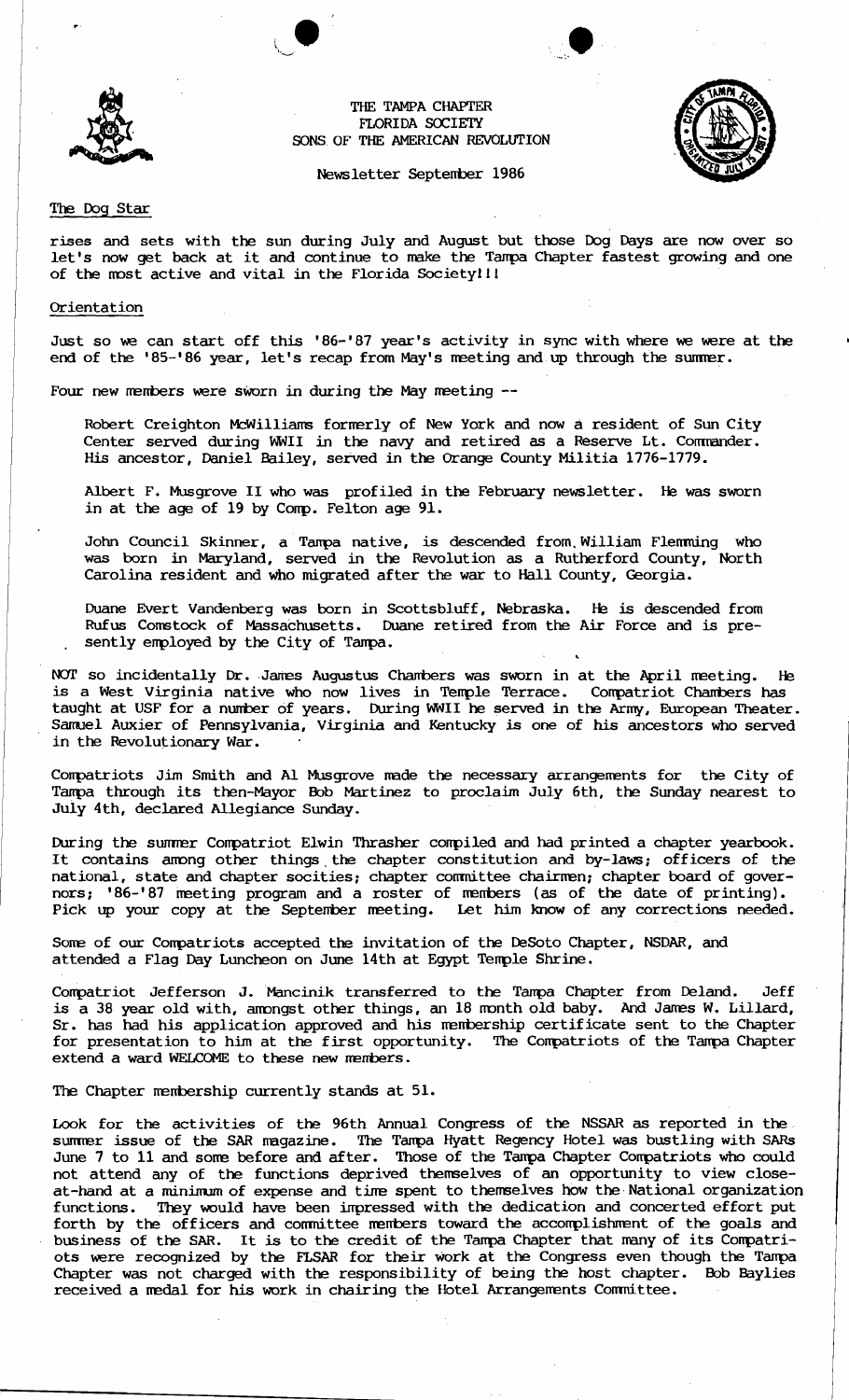THE TAMPA CHAPTER
FLORIDA SOCIETY
SONS OF THE AMERICAN REVOLUTION

Newsletter September 1986

## The Dog Star

rises and sets with the sun during July and August but those Dog Days are now over so let's now get back at it and continue to make the Tampa Chapter fastest growing and one of the most active and vital in the Florida Society!!!

## Orientation

Just so we can start off this '86-'87 year's activity in sync with where we were at the end of the '85-'86 year, let's recap from May's meeting and up through the summer.

Four new members were sworn in during the May meeting --

Robert Creighton McWilliams formerly of New York and now a resident of Sun City Center served during WWII in the navy and retired as a Reserve Lt. Commander. His ancestor, Daniel Bailey, served in the Orange County Militia 1776-1779.

Albert F. Musgrove II who was profiled in the February newsletter. He was sworn in at the age of 19 by Comp. Felton age 91.

John Council Skinner, a Tampa native, is descended from William Flemming who was born in Maryland, served in the Revolution as a Rutherford County, North Carolina resident and who migrated after the war to Hall County, Georgia.

Duane Evert Vandenberg was born in Scottsbluff, Nebraska. He is descended from Rufus Comstock of Massachusetts. Duane retired from the Air Force and is presently employed by the City of Tampa.

NOT so incidentally Dr. James Augustus Chambers was sworn in at the April meeting. He is a West Virginia native who now lives in Temple Terrace. Compatriot Chambers has taught at USF for a number of years. During WWII he served in the Army, European Theater. Samuel Auxier of Pennsylvania, Virginia and Kentucky is one of his ancestors who served in the Revolutionary War.

Compatriots Jim Smith and Al Musgrove made the necessary arrangements for the City of Tampa through its then-Mayor Bob Martinez to proclaim July 6th, the Sunday nearest to July 4th, declared Allegiance Sunday.

During the summer Compatriot Elwin Thrasher compiled and had printed a chapter yearbook. It contains among other things the chapter constitution and by-laws; officers of the national, state and chapter socities; chapter committee chairmen; chapter board of governors; '86-'87 meeting program and a roster of members (as of the date of printing). Pick up your copy at the September meeting. Let him know of any corrections needed.

Some of our Compatriots accepted the invitation of the DeSoto Chapter, NSDAR, and attended a Flag Day Luncheon on June 14th at Egypt Temple Shrine.

Compatriot Jefferson J. Mancinik transferred to the Tampa Chapter from Deland. Jeff is a 38 year old with, amongst other things, an 18 month old baby. And James W. Lillard, Sr. has had his application approved and his membership certificate sent to the Chapter for presentation to him at the first opportunity. The Compatriots of the Tampa Chapter extend a ward WELCOME to these new members.

The Chapter membership currently stands at 51.

Look for the activities of the 96th Annual Congress of the NSSAR as reported in the summer issue of the SAR magazine. The Tampa Hyatt Regency Hotel was bustling with SARs June 7 to 11 and some before and after. Those of the Tampa Chapter Compatriots who could not attend any of the functions deprived themselves of an opportunity to view close-at-hand at a minimum of expense and time spent to themselves how the National organization functions. They would have been impressed with the dedication and concerted effort put forth by the officers and committee members toward the accomplishment of the goals and business of the SAR. It is to the credit of the Tampa Chapter that many of its Compatriots were recognized by the FLSAR for their work at the Congress even though the Tampa Chapter was not charged with the responsibility of being the host chapter. Bob Baylies received a medal for his work in chairing the Hotel Arrangements Committee.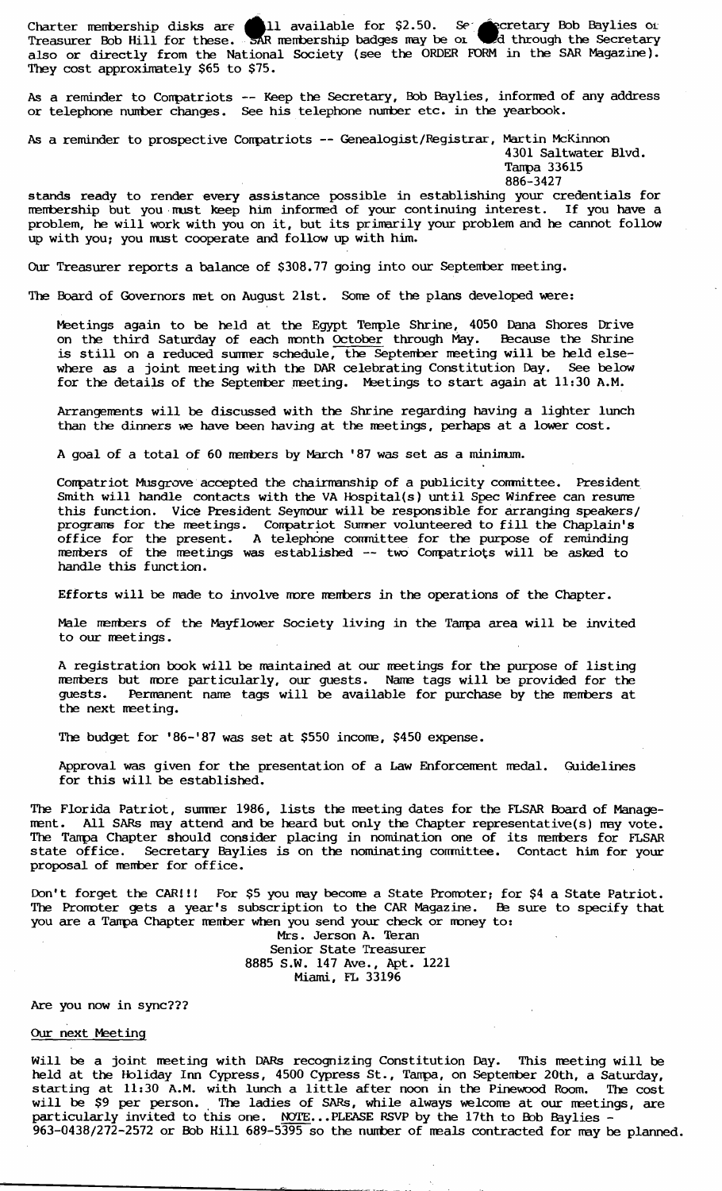Charter membership disks are still available for $2.50. See Secretary Bob Baylies or Treasurer Bob Hill for these. SAR membership badges may be ordered through the Secretary also or directly from the National Society (see the ORDER FORM in the SAR Magazine). They cost approximately $65 to $75.

As a reminder to Compatriots -- Keep the Secretary, Bob Baylies, informed of any address or telephone number changes. See his telephone number etc. in the yearbook.

As a reminder to prospective Compatriots -- Genealogist/Registrar, Martin McKinnon
4301 Saltwater Blvd.
Tampa 33615
886-3427

stands ready to render every assistance possible in establishing your credentials for membership but you must keep him informed of your continuing interest. If you have a problem, he will work with you on it, but its primarily your problem and he cannot follow up with you; you must cooperate and follow up with him.

Our Treasurer reports a balance of $308.77 going into our September meeting.

The Board of Governors met on August 21st. Some of the plans developed were:

Meetings again to be held at the Egypt Temple Shrine, 4050 Dana Shores Drive on the third Saturday of each month October through May. Because the Shrine is still on a reduced summer schedule, the September meeting will be held elsewhere as a joint meeting with the DAR celebrating Constitution Day. See below for the details of the September meeting. Meetings to start again at 11:30 A.M.

Arrangements will be discussed with the Shrine regarding having a lighter lunch than the dinners we have been having at the meetings, perhaps at a lower cost.

A goal of a total of 60 members by March '87 was set as a minimum.

Compatriot Musgrove accepted the chairmanship of a publicity committee. President Smith will handle contacts with the VA Hospital(s) until Spec Winfree can resume this function. Vice President Seymour will be responsible for arranging speakers/programs for the meetings. Compatriot Sumner volunteered to fill the Chaplain's office for the present. A telephone committee for the purpose of reminding members of the meetings was established -- two Compatriots will be asked to handle this function.

Efforts will be made to involve more members in the operations of the Chapter.

Male members of the Mayflower Society living in the Tampa area will be invited to our meetings.

A registration book will be maintained at our meetings for the purpose of listing members but more particularly, our guests. Name tags will be provided for the guests. Permanent name tags will be available for purchase by the members at the next meeting.

The budget for '86-'87 was set at $550 income, $450 expense.

Approval was given for the presentation of a Law Enforcement medal. Guidelines for this will be established.

The Florida Patriot, summer 1986, lists the meeting dates for the FLSAR Board of Management. All SARs may attend and be heard but only the Chapter representative(s) may vote. The Tampa Chapter should consider placing in nomination one of its members for FLSAR state office. Secretary Baylies is on the nominating committee. Contact him for your proposal of member for office.

Don't forget the CAR!!! For $5 you may become a State Promoter; for $4 a State Patriot. The Promoter gets a year's subscription to the CAR Magazine. Be sure to specify that you are a Tampa Chapter member when you send your check or money to:

Mrs. Jerson A. Teran
Senior State Treasurer
8885 S.W. 147 Ave., Apt. 1221
Miami, FL 33196

Are you now in sync???

## Our next Meeting

Will be a joint meeting with DARs recognizing Constitution Day. This meeting will be held at the Holiday Inn Cypress, 4500 Cypress St., Tampa, on September 20th, a Saturday, starting at 11:30 A.M. with lunch a little after noon in the Pinewood Room. The cost will be $9 per person. The ladies of SARs, while always welcome at our meetings, are particularly invited to this one. NOTE...PLEASE RSVP by the 17th to Bob Baylies - 963-0438/272-2572 or Bob Hill 689-5395 so the number of meals contracted for may be planned.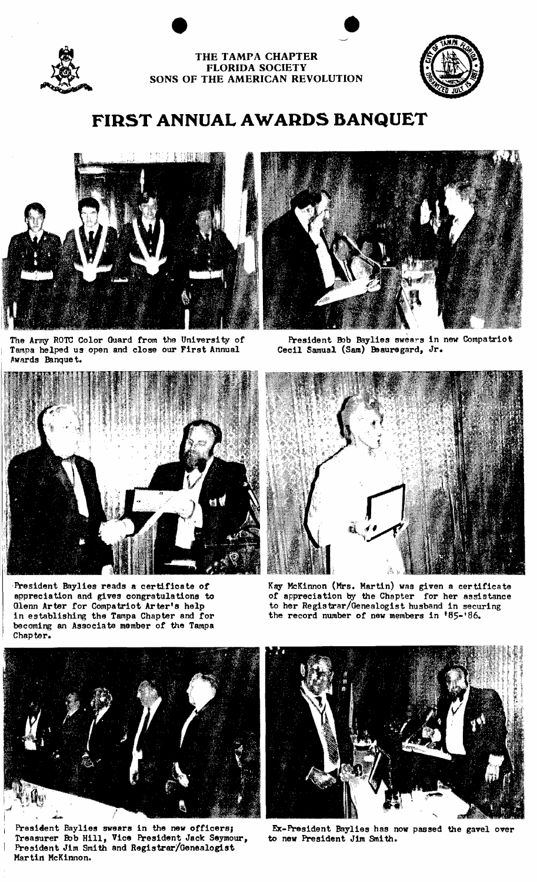THE TAMPA CHAPTER
FLORIDA SOCIETY
SONS OF THE AMERICAN REVOLUTION

# FIRST ANNUAL AWARDS BANQUET

The Army ROTC Color Guard from the University of Tampa helped us open and close our First Annual Awards Banquet.

President Bob Baylies swears in new Compatriot Cecil Samual (Sam) Beauregard, Jr.

President Baylies reads a certificate of appreciation and gives congratulations to Glenn Arter for Compatriot Arter's help in establishing the Tampa Chapter and for becoming an Associate member of the Tampa Chapter.

Kay McKinnon (Mrs. Martin) was given a certificate of appreciation by the Chapter for her assistance to her Registrar/Genealogist husband in securing the record number of new members in '85-'86.

President Baylies swears in the new officers; Treasurer Bob Hill, Vice President Jack Seymour, President Jim Smith and Registrar/Genealogist Martin McKinnon.

Ex-President Baylies has now passed the gavel over to new President Jim Smith.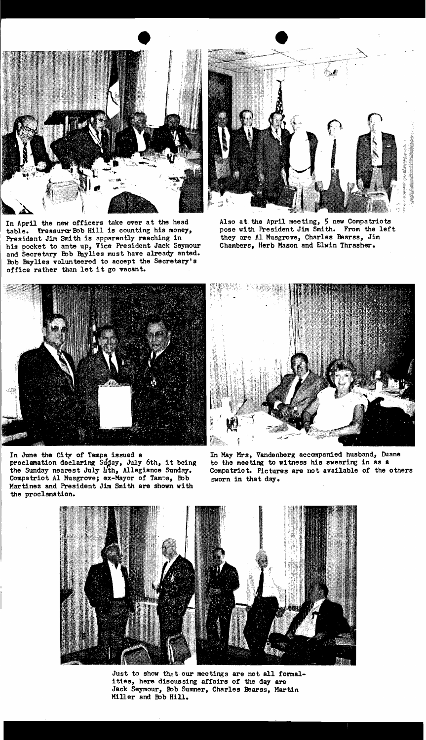In April the new officers take over at the head table. Treasurer Bob Hill is counting his money, President Jim Smith is apparently reaching in his pocket to ante up, Vice President Jack Seymour and Secretary Bob Baylies must have already anted. Bob Baylies volunteered to accept the Secretary's office rather than let it go vacant.

Also at the April meeting, 5 new Compatriots pose with President Jim Smith. From the left they are Al Musgrove, Charles Bearss, Jim Chambers, Herb Mason and Elwin Thrasher.

In June the City of Tampa issued a proclamation declaring Suday, July 6th, it being the Sunday nearest July 4th, Allegiance Sunday. Compatriot Al Musgrove; ex-Mayor of Tampa, Bob Martinez and President Jim Smith are shown with the proclamation.

In May Mrs, Vandenberg accompanied husband, Duane to the meeting to witness his swearing in as a Compatriot. Pictures are not available of the others sworn in that day.

Just to show that our meetings are not all formalities, here discussing affairs of the day are Jack Seymour, Bob Sumner, Charles Bearss, Martin Miller and Bob Hill.